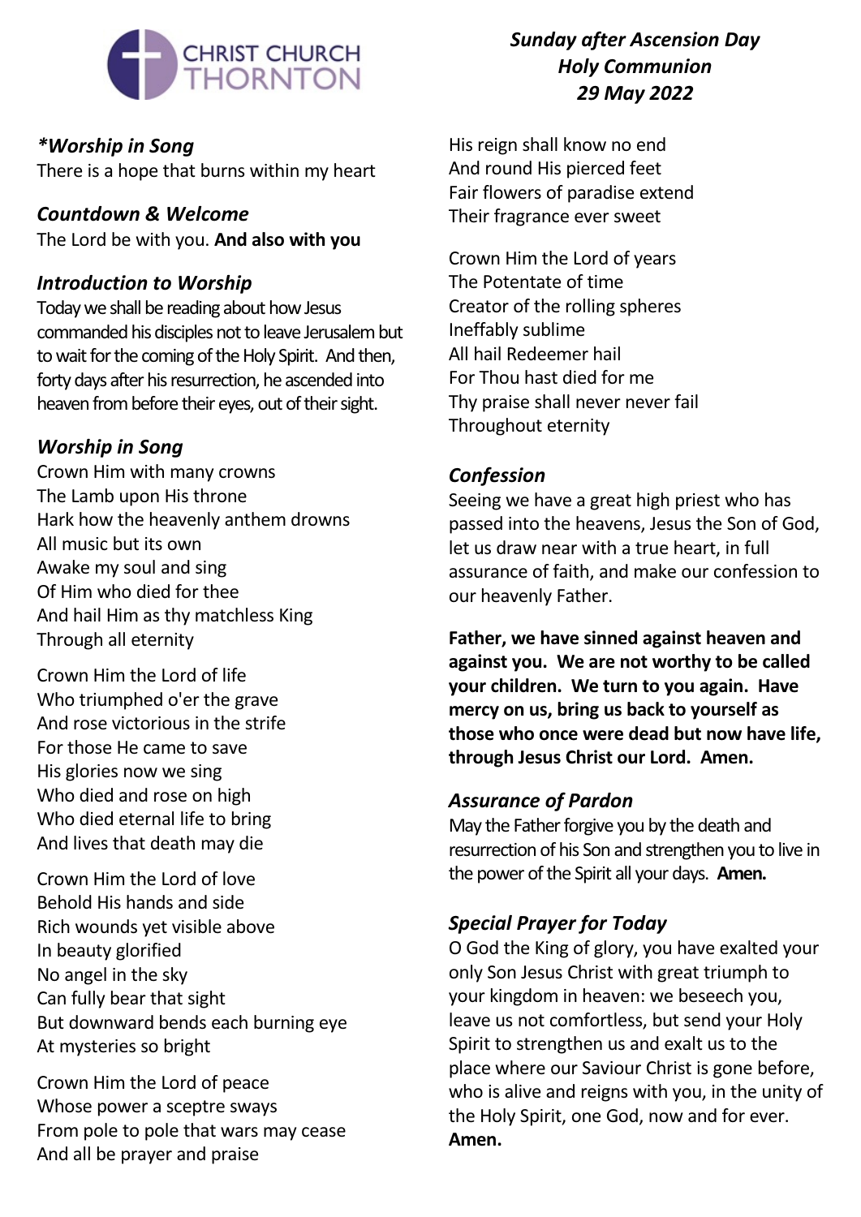CHRIST CHURCH THORNTON

***Sunday after Ascension Day***
***Holy Communion***
***29 May 2022***

### **Worship in Song*

There is a hope that burns within my heart

### *Countdown & Welcome*

The Lord be with you. **And also with you**

### *Introduction to Worship*

Today we shall be reading about how Jesus commanded his disciples not to leave Jerusalem but to wait for the coming of the Holy Spirit. And then, forty days after his resurrection, he ascended into heaven from before their eyes, out of their sight.

### *Worship in Song*

Crown Him with many crowns
The Lamb upon His throne
Hark how the heavenly anthem drowns
All music but its own
Awake my soul and sing
Of Him who died for thee
And hail Him as thy matchless King
Through all eternity

Crown Him the Lord of life
Who triumphed o'er the grave
And rose victorious in the strife
For those He came to save
His glories now we sing
Who died and rose on high
Who died eternal life to bring
And lives that death may die

Crown Him the Lord of love
Behold His hands and side
Rich wounds yet visible above
In beauty glorified
No angel in the sky
Can fully bear that sight
But downward bends each burning eye
At mysteries so bright

Crown Him the Lord of peace
Whose power a sceptre sways
From pole to pole that wars may cease
And all be prayer and praise
His reign shall know no end
And round His pierced feet
Fair flowers of paradise extend
Their fragrance ever sweet

Crown Him the Lord of years
The Potentate of time
Creator of the rolling spheres
Ineffably sublime
All hail Redeemer hail
For Thou hast died for me
Thy praise shall never never fail
Throughout eternity

### *Confession*

Seeing we have a great high priest who has passed into the heavens, Jesus the Son of God, let us draw near with a true heart, in full assurance of faith, and make our confession to our heavenly Father.

**Father, we have sinned against heaven and against you. We are not worthy to be called your children. We turn to you again. Have mercy on us, bring us back to yourself as those who once were dead but now have life, through Jesus Christ our Lord. Amen.**

### *Assurance of Pardon*

May the Father forgive you by the death and resurrection of his Son and strengthen you to live in the power of the Spirit all your days. **Amen.**

### *Special Prayer for Today*

O God the King of glory, you have exalted your only Son Jesus Christ with great triumph to your kingdom in heaven: we beseech you, leave us not comfortless, but send your Holy Spirit to strengthen us and exalt us to the place where our Saviour Christ is gone before, who is alive and reigns with you, in the unity of the Holy Spirit, one God, now and for ever. **Amen.**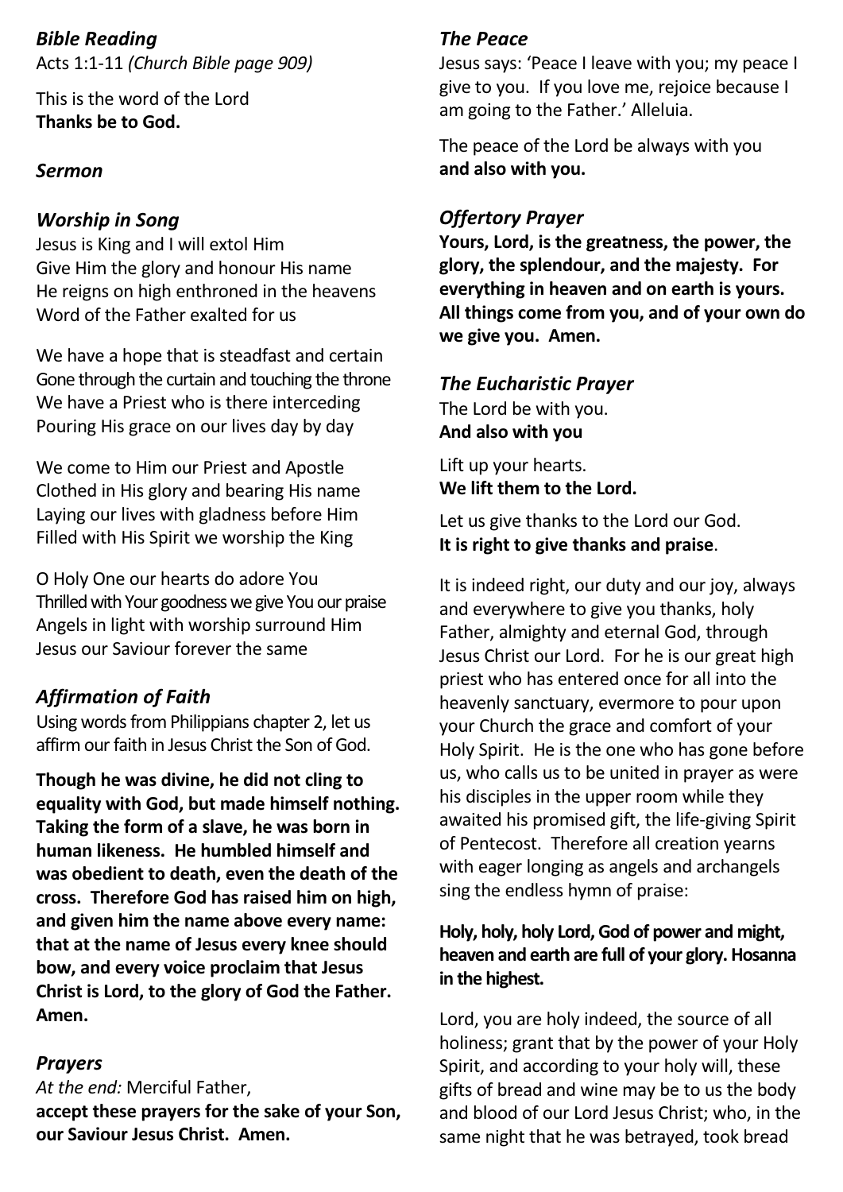### *Bible Reading*

Acts 1:1-11 *(Church Bible page 909)*

This is the word of the Lord
**Thanks be to God.**

### *Sermon*

### *Worship in Song*

Jesus is King and I will extol Him
Give Him the glory and honour His name
He reigns on high enthroned in the heavens
Word of the Father exalted for us

We have a hope that is steadfast and certain
Gone through the curtain and touching the throne
We have a Priest who is there interceding
Pouring His grace on our lives day by day

We come to Him our Priest and Apostle
Clothed in His glory and bearing His name
Laying our lives with gladness before Him
Filled with His Spirit we worship the King

O Holy One our hearts do adore You
Thrilled with Your goodness we give You our praise
Angels in light with worship surround Him
Jesus our Saviour forever the same

### *Affirmation of Faith*

Using words from Philippians chapter 2, let us affirm our faith in Jesus Christ the Son of God.

**Though he was divine, he did not cling to equality with God, but made himself nothing. Taking the form of a slave, he was born in human likeness. He humbled himself and was obedient to death, even the death of the cross. Therefore God has raised him on high, and given him the name above every name: that at the name of Jesus every knee should bow, and every voice proclaim that Jesus Christ is Lord, to the glory of God the Father. Amen.**

### *Prayers*

*At the end:* Merciful Father,
**accept these prayers for the sake of your Son, our Saviour Jesus Christ. Amen.**

### *The Peace*

Jesus says: 'Peace I leave with you; my peace I give to you. If you love me, rejoice because I am going to the Father.' Alleluia.

The peace of the Lord be always with you
**and also with you.**

### *Offertory Prayer*

**Yours, Lord, is the greatness, the power, the glory, the splendour, and the majesty. For everything in heaven and on earth is yours. All things come from you, and of your own do we give you. Amen.**

### *The Eucharistic Prayer*

The Lord be with you.
**And also with you**

Lift up your hearts.
**We lift them to the Lord.**

Let us give thanks to the Lord our God.
**It is right to give thanks and praise**.

It is indeed right, our duty and our joy, always and everywhere to give you thanks, holy Father, almighty and eternal God, through Jesus Christ our Lord. For he is our great high priest who has entered once for all into the heavenly sanctuary, evermore to pour upon your Church the grace and comfort of your Holy Spirit. He is the one who has gone before us, who calls us to be united in prayer as were his disciples in the upper room while they awaited his promised gift, the life-giving Spirit of Pentecost. Therefore all creation yearns with eager longing as angels and archangels sing the endless hymn of praise:

**Holy, holy, holy Lord, God of power and might, heaven and earth are full of your glory. Hosanna in the highest.**

Lord, you are holy indeed, the source of all holiness; grant that by the power of your Holy Spirit, and according to your holy will, these gifts of bread and wine may be to us the body and blood of our Lord Jesus Christ; who, in the same night that he was betrayed, took bread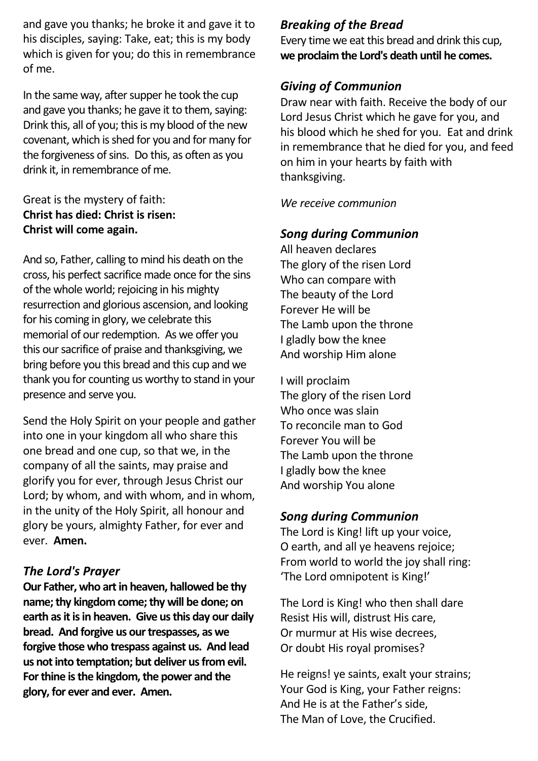and gave you thanks; he broke it and gave it to his disciples, saying: Take, eat; this is my body which is given for you; do this in remembrance of me.

In the same way, after supper he took the cup and gave you thanks; he gave it to them, saying: Drink this, all of you; this is my blood of the new covenant, which is shed for you and for many for the forgiveness of sins. Do this, as often as you drink it, in remembrance of me.

Great is the mystery of faith:
**Christ has died: Christ is risen:**
**Christ will come again.**

And so, Father, calling to mind his death on the cross, his perfect sacrifice made once for the sins of the whole world; rejoicing in his mighty resurrection and glorious ascension, and looking for his coming in glory, we celebrate this memorial of our redemption. As we offer you this our sacrifice of praise and thanksgiving, we bring before you this bread and this cup and we thank you for counting us worthy to stand in your presence and serve you.

Send the Holy Spirit on your people and gather into one in your kingdom all who share this one bread and one cup, so that we, in the company of all the saints, may praise and glorify you for ever, through Jesus Christ our Lord; by whom, and with whom, and in whom, in the unity of the Holy Spirit, all honour and glory be yours, almighty Father, for ever and ever. **Amen.**

### *The Lord's Prayer*

**Our Father, who art in heaven, hallowed be thy name; thy kingdom come; thy will be done; on earth as it is in heaven. Give us this day our daily bread. And forgive us our trespasses, as we forgive those who trespass against us. And lead us not into temptation; but deliver us from evil. For thine is the kingdom, the power and the glory, for ever and ever. Amen.**

### *Breaking of the Bread*

Every time we eat this bread and drink this cup,
**we proclaim the Lord's death until he comes.**

### *Giving of Communion*

Draw near with faith. Receive the body of our Lord Jesus Christ which he gave for you, and his blood which he shed for you. Eat and drink in remembrance that he died for you, and feed on him in your hearts by faith with thanksgiving.

*We receive communion*

### *Song during Communion*

All heaven declares
The glory of the risen Lord
Who can compare with
The beauty of the Lord
Forever He will be
The Lamb upon the throne
I gladly bow the knee
And worship Him alone

I will proclaim
The glory of the risen Lord
Who once was slain
To reconcile man to God
Forever You will be
The Lamb upon the throne
I gladly bow the knee
And worship You alone

### *Song during Communion*

The Lord is King! lift up your voice,
O earth, and all ye heavens rejoice;
From world to world the joy shall ring:
'The Lord omnipotent is King!'

The Lord is King! who then shall dare
Resist His will, distrust His care,
Or murmur at His wise decrees,
Or doubt His royal promises?

He reigns! ye saints, exalt your strains;
Your God is King, your Father reigns:
And He is at the Father's side,
The Man of Love, the Crucified.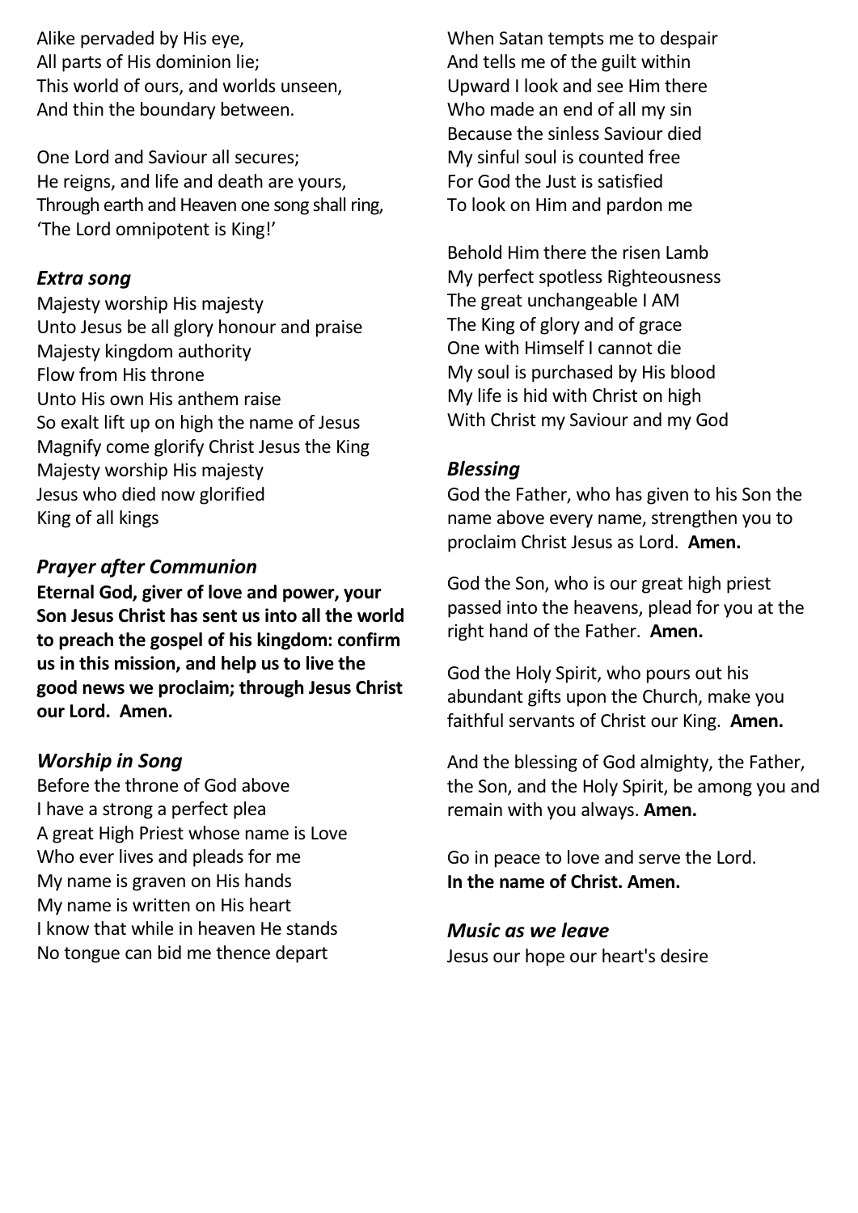Alike pervaded by His eye,
All parts of His dominion lie;
This world of ours, and worlds unseen,
And thin the boundary between.

One Lord and Saviour all secures;
He reigns, and life and death are yours,
Through earth and Heaven one song shall ring,
'The Lord omnipotent is King!'

### *Extra song*

Majesty worship His majesty
Unto Jesus be all glory honour and praise
Majesty kingdom authority
Flow from His throne
Unto His own His anthem raise
So exalt lift up on high the name of Jesus
Magnify come glorify Christ Jesus the King
Majesty worship His majesty
Jesus who died now glorified
King of all kings

### *Prayer after Communion*

**Eternal God, giver of love and power, your Son Jesus Christ has sent us into all the world to preach the gospel of his kingdom: confirm us in this mission, and help us to live the good news we proclaim; through Jesus Christ our Lord. Amen.**

### *Worship in Song*

Before the throne of God above
I have a strong a perfect plea
A great High Priest whose name is Love
Who ever lives and pleads for me
My name is graven on His hands
My name is written on His heart
I know that while in heaven He stands
No tongue can bid me thence depart

When Satan tempts me to despair
And tells me of the guilt within
Upward I look and see Him there
Who made an end of all my sin
Because the sinless Saviour died
My sinful soul is counted free
For God the Just is satisfied
To look on Him and pardon me

Behold Him there the risen Lamb
My perfect spotless Righteousness
The great unchangeable I AM
The King of glory and of grace
One with Himself I cannot die
My soul is purchased by His blood
My life is hid with Christ on high
With Christ my Saviour and my God

### *Blessing*

God the Father, who has given to his Son the name above every name, strengthen you to proclaim Christ Jesus as Lord. **Amen.**

God the Son, who is our great high priest passed into the heavens, plead for you at the right hand of the Father. **Amen.**

God the Holy Spirit, who pours out his abundant gifts upon the Church, make you faithful servants of Christ our King. **Amen.**

And the blessing of God almighty, the Father, the Son, and the Holy Spirit, be among you and remain with you always. **Amen.**

Go in peace to love and serve the Lord.
**In the name of Christ. Amen.**

### *Music as we leave*

Jesus our hope our heart's desire